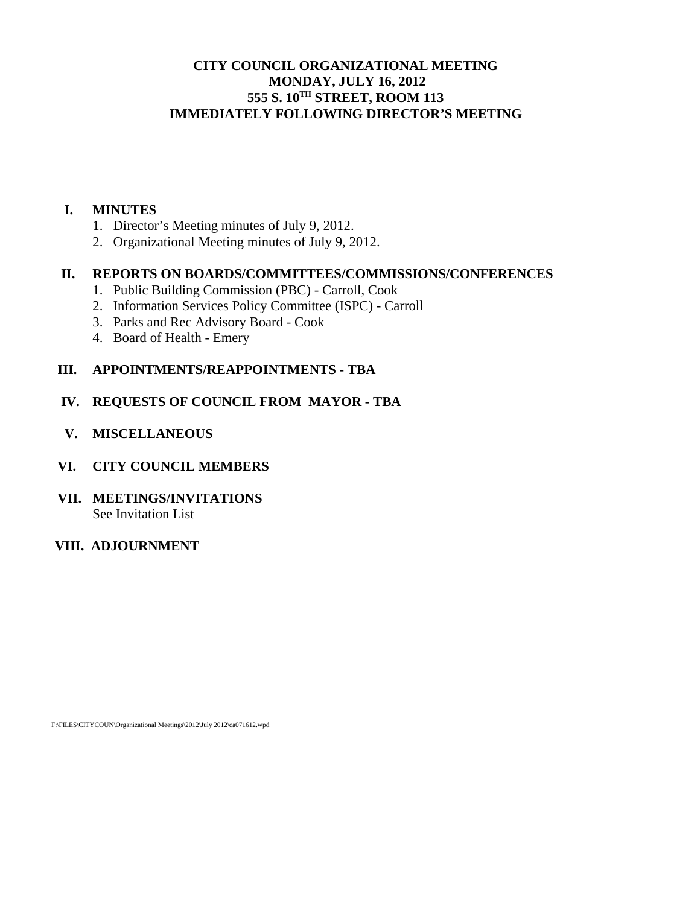# CITY COUNCIL ORGANIZATIONAL MEETING
## MONDAY, JULY 16, 2012
## 555 S. 10TH STREET, ROOM 113
## IMMEDIATELY FOLLOWING DIRECTOR'S MEETING

**I. MINUTES**

1. Director's Meeting minutes of July 9, 2012.
2. Organizational Meeting minutes of July 9, 2012.

**II. REPORTS ON BOARDS/COMMITTEES/COMMISSIONS/CONFERENCES**

1. Public Building Commission (PBC) - Carroll, Cook
2. Information Services Policy Committee (ISPC) - Carroll
3. Parks and Rec Advisory Board - Cook
4. Board of Health - Emery

**III. APPOINTMENTS/REAPPOINTMENTS - TBA**

**IV. REQUESTS OF COUNCIL FROM MAYOR - TBA**

**V. MISCELLANEOUS**

**VI. CITY COUNCIL MEMBERS**

**VII. MEETINGS/INVITATIONS**

See Invitation List

**VIII. ADJOURNMENT**

F:\FILES\CITYCOUN\Organizational Meetings\2012\July 2012\ca071612.wpd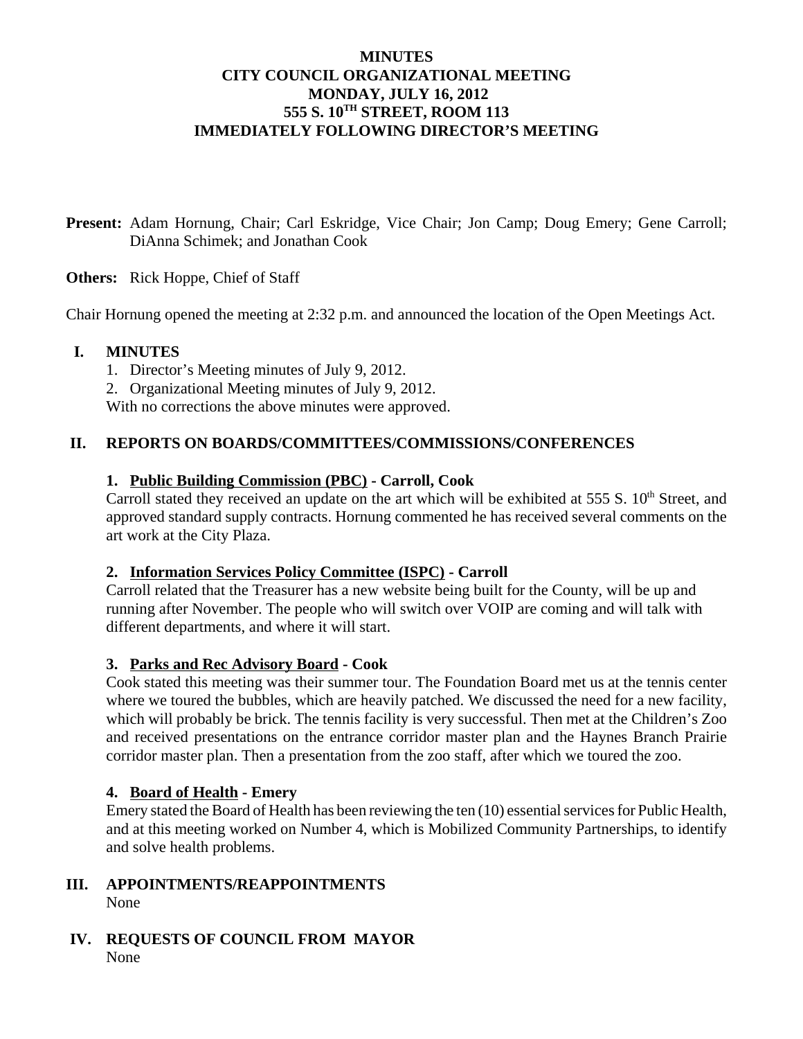# MINUTES
# CITY COUNCIL ORGANIZATIONAL MEETING
# MONDAY, JULY 16, 2012
# 555 S. 10TH STREET, ROOM 113
# IMMEDIATELY FOLLOWING DIRECTOR'S MEETING

**Present:** Adam Hornung, Chair; Carl Eskridge, Vice Chair; Jon Camp; Doug Emery; Gene Carroll; DiAnna Schimek; and Jonathan Cook

**Others:** Rick Hoppe, Chief of Staff

Chair Hornung opened the meeting at 2:32 p.m. and announced the location of the Open Meetings Act.

## I. MINUTES

1. Director's Meeting minutes of July 9, 2012.
2. Organizational Meeting minutes of July 9, 2012.

With no corrections the above minutes were approved.

## II. REPORTS ON BOARDS/COMMITTEES/COMMISSIONS/CONFERENCES

### 1. Public Building Commission (PBC) - Carroll, Cook

Carroll stated they received an update on the art which will be exhibited at 555 S. 10th Street, and approved standard supply contracts. Hornung commented he has received several comments on the art work at the City Plaza.

### 2. Information Services Policy Committee (ISPC) - Carroll

Carroll related that the Treasurer has a new website being built for the County, will be up and running after November. The people who will switch over VOIP are coming and will talk with different departments, and where it will start.

### 3. Parks and Rec Advisory Board - Cook

Cook stated this meeting was their summer tour. The Foundation Board met us at the tennis center where we toured the bubbles, which are heavily patched. We discussed the need for a new facility, which will probably be brick. The tennis facility is very successful. Then met at the Children's Zoo and received presentations on the entrance corridor master plan and the Haynes Branch Prairie corridor master plan. Then a presentation from the zoo staff, after which we toured the zoo.

### 4. Board of Health - Emery

Emery stated the Board of Health has been reviewing the ten (10) essential services for Public Health, and at this meeting worked on Number 4, which is Mobilized Community Partnerships, to identify and solve health problems.

## III. APPOINTMENTS/REAPPOINTMENTS

None

## IV. REQUESTS OF COUNCIL FROM MAYOR

None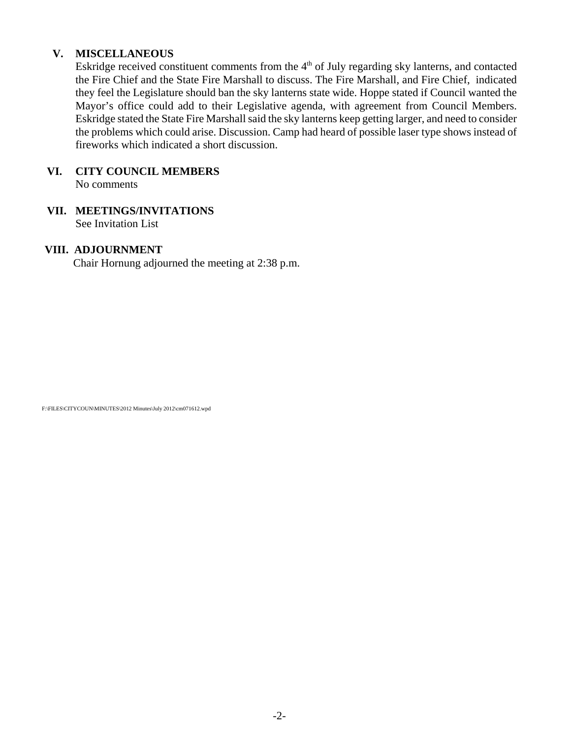**V. MISCELLANEOUS**

Eskridge received constituent comments from the 4th of July regarding sky lanterns, and contacted the Fire Chief and the State Fire Marshall to discuss. The Fire Marshall, and Fire Chief, indicated they feel the Legislature should ban the sky lanterns state wide. Hoppe stated if Council wanted the Mayor's office could add to their Legislative agenda, with agreement from Council Members. Eskridge stated the State Fire Marshall said the sky lanterns keep getting larger, and need to consider the problems which could arise. Discussion. Camp had heard of possible laser type shows instead of fireworks which indicated a short discussion.

**VI. CITY COUNCIL MEMBERS**

No comments

**VII. MEETINGS/INVITATIONS**

See Invitation List

**VIII. ADJOURNMENT**

Chair Hornung adjourned the meeting at 2:38 p.m.

F:\FILES\CITYCOUN\MINUTES\2012 Minutes\July 2012\cm071612.wpd